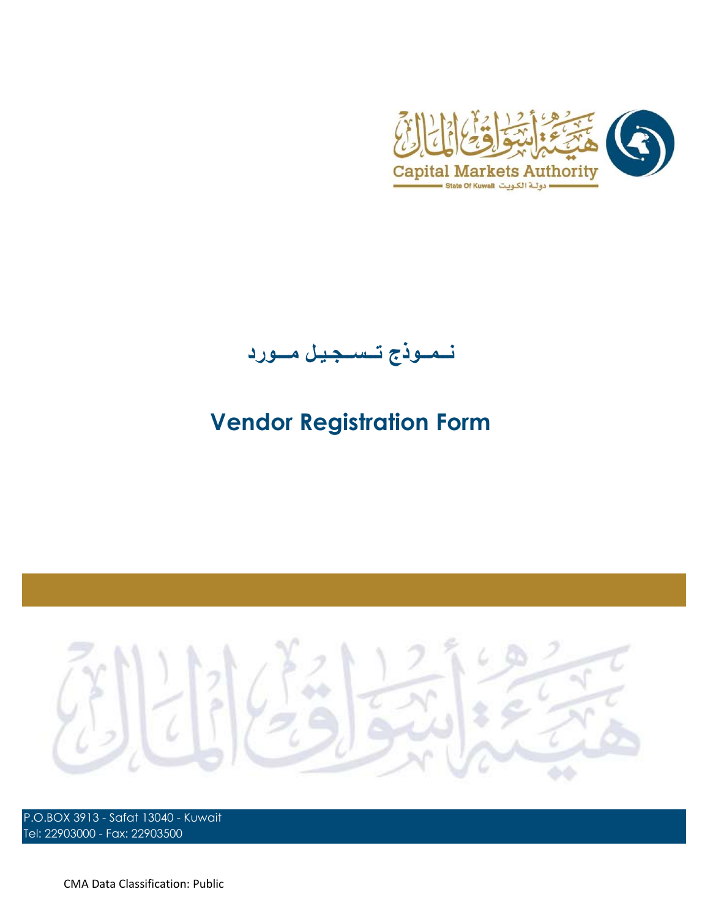# نـمـوذج تـسـجـيل مــورد

# Vendor Registration Form

P.O.BOX 3913 - Safat 13040 - Kuwait
Tel: 22903000 - Fax: 22903500

CMA Data Classification: Public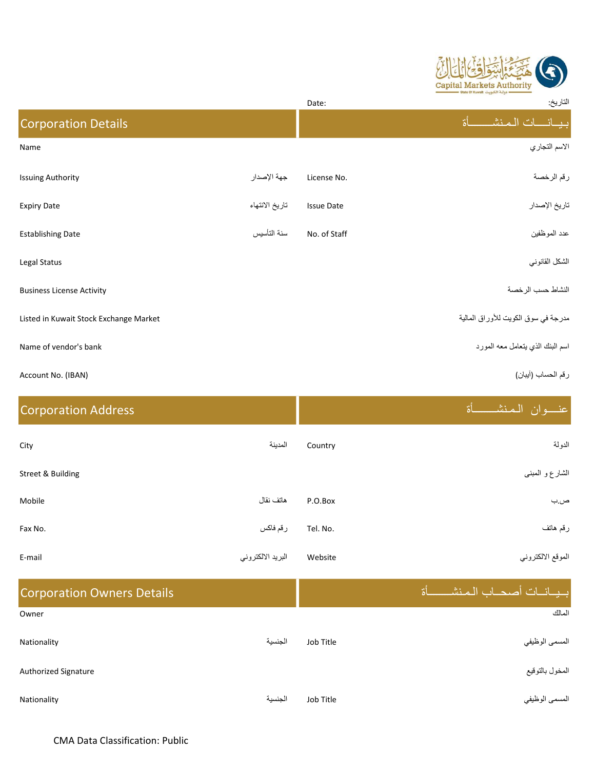Capital Markets Authority
State Of Kuwait دولة الكويت

هيئة أسواق المال

| Date: | التاريخ: |
|---|---|

## Corporation Details | بيـانــــات الـمنشــــــــأة

| | | | |
|---|---|---|---|
| Name | | | الاسم التجاري |
| Issuing Authority | جهة الإصدار | License No. | رقم الرخصة |
| Expiry Date | تاريخ الانتهاء | Issue Date | تاريخ الإصدار |
| Establishing Date | سنة التأسيس | No. of Staff | عدد الموظفين |
| Legal Status | | | الشكل القانوني |
| Business License Activity | | | النشاط حسب الرخصة |
| Listed in Kuwait Stock Exchange Market | | | مدرجة في سوق الكويت للأوراق المالية |
| Name of vendor's bank | | | اسم البنك الذي يتعامل معه المورد |
| Account No. (IBAN) | | | رقم الحساب (آيبان) |

## Corporation Address | عنــــوان الـمنشـــــــأة

| | | | |
|---|---|---|---|
| City | المدينة | Country | الدولة |
| Street & Building | | | الشارع و المبنى |
| Mobile | هاتف نقال | P.O.Box | ص.ب |
| Fax No. | رقم فاكس | Tel. No. | رقم هاتف |
| E-mail | البريد الالكتروني | Website | الموقع الالكتروني |

## Corporation Owners Details | بـيــانــات أصحــاب الـمنشــــــــأة

| | | | |
|---|---|---|---|
| Owner | | | المالك |
| Nationality | الجنسية | Job Title | المسمى الوظيفي |
| Authorized Signature | | | المخول بالتوقيع |
| Nationality | الجنسية | Job Title | المسمى الوظيفي |

CMA Data Classification: Public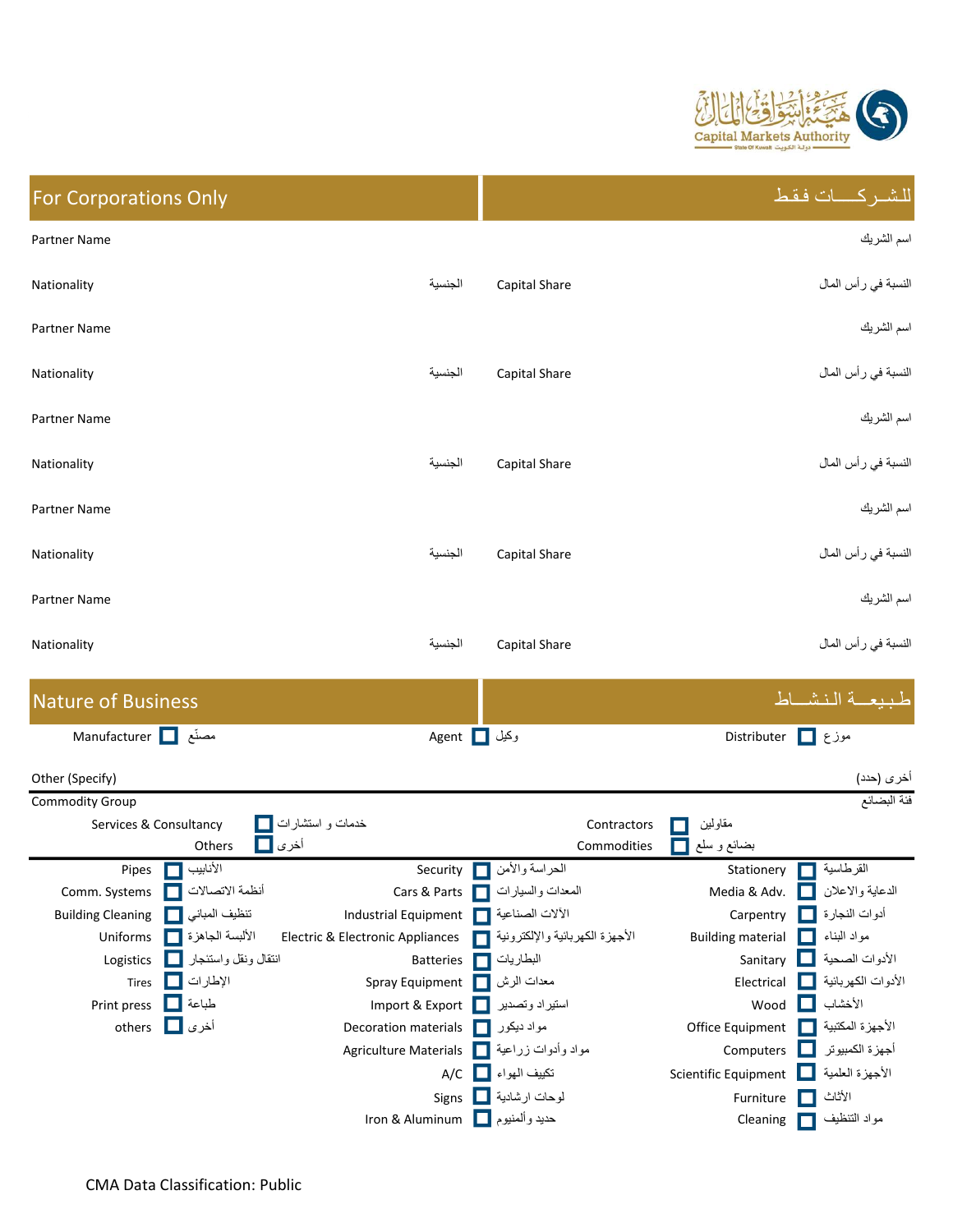Capital Markets Authority
State Of Kuwait دولة الكويت
هيئة أسواق المال

## For Corporations Only | للشـــركـــــات فقط

| | | | |
|---|---|---|---|
| Partner Name | | | اسم الشريك |
| Nationality | الجنسية | Capital Share | النسبة في رأس المال |
| Partner Name | | | اسم الشريك |
| Nationality | الجنسية | Capital Share | النسبة في رأس المال |
| Partner Name | | | اسم الشريك |
| Nationality | الجنسية | Capital Share | النسبة في رأس المال |
| Partner Name | | | اسم الشريك |
| Nationality | الجنسية | Capital Share | النسبة في رأس المال |
| Partner Name | | | اسم الشريك |
| Nationality | الجنسية | Capital Share | النسبة في رأس المال |

## Nature of Business | طـبـيعـــة الـنـشـــاط

Manufacturer ☐ مصنّع    Agent ☐ وكيل    Distributer ☐ موزع

Other (Specify) | أخرى (حدد)

Commodity Group | فئة البضائع

Services & Consultancy ☐ خدمات و استشارات    Contractors ☐ مقاولين

Others ☐ أخرى    Commodities ☐ بضائع و سلع

| | | |
|---|---|---|
| Pipes ☐ الأنابيب | Security ☐ الحراسة والأمن | Stationery ☐ القرطاسية |
| Comm. Systems ☐ أنظمة الاتصالات | Cars & Parts ☐ المعدات والسيارات | Media & Adv. ☐ الدعاية والاعلان |
| Building Cleaning ☐ تنظيف المباني | Industrial Equipment ☐ الالات الصناعية | Carpentry ☐ أدوات النجارة |
| Uniforms ☐ الألبسة الجاهزة | Electric & Electronic Appliances ☐ الأجهزة الكهربائية والإلكترونية | Building material ☐ مواد البناء |
| Logistics ☐ انتقال ونقل واستنجار | Batteries ☐ البطاريات | Sanitary ☐ الأدوات الصحية |
| Tires ☐ الإطارات | Spray Equipment ☐ معدات الرش | Electrical ☐ الأدوات الكهربائية |
| Print press ☐ طباعة | Import & Export ☐ استيراد وتصدير | Wood ☐ الأخشاب |
| others ☐ أخرى | Decoration materials ☐ مواد ديكور | Office Equipment ☐ الأجهزة المكتبية |
| | Agriculture Materials ☐ مواد وأدوات زراعية | Computers ☐ أجهزة الكمبيوتر |
| | A/C ☐ تكييف الهواء | Scientific Equipment ☐ الأجهزة العلمية |
| | Signs ☐ لوحات ارشادية | Furniture ☐ الأثاث |
| | Iron & Aluminum ☐ حديد وألمنيوم | Cleaning ☐ مواد التنظيف |

CMA Data Classification: Public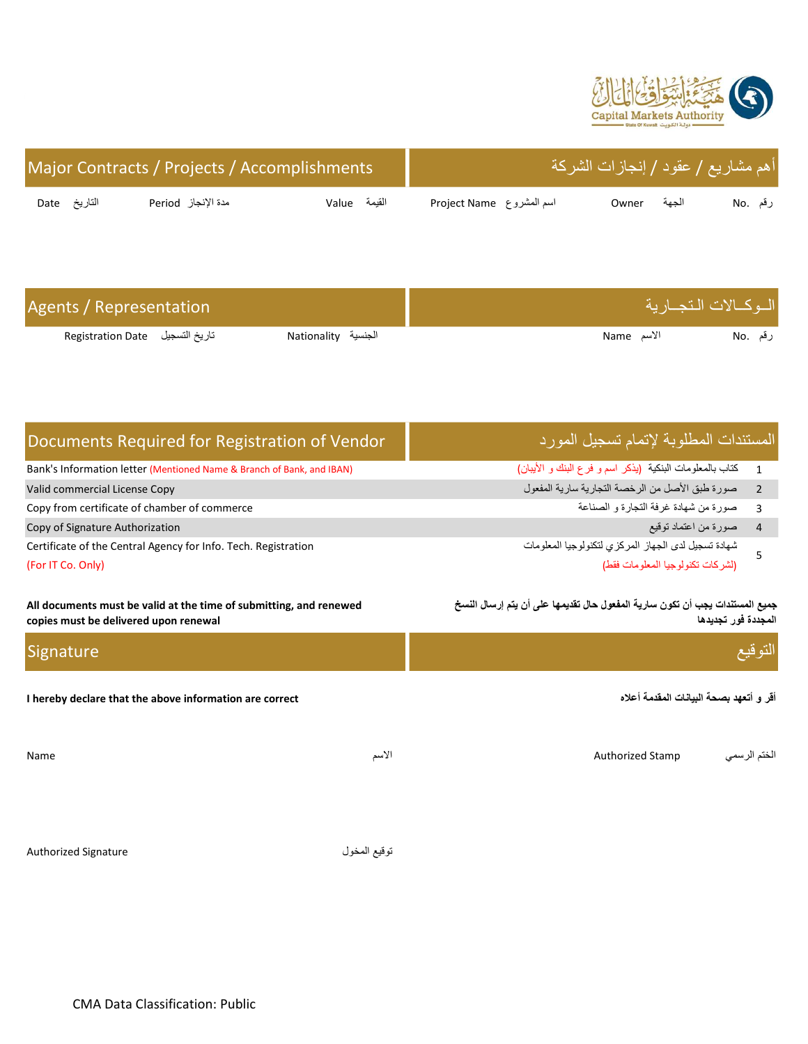Capital Markets Authority

State Of Kuwait دولة الكويت

## Major Contracts / Projects / Accomplishments — أهم مشاريع / عقود / إنجازات الشركة

| Date التاريخ | Period مدة الإنجاز | Value القيمة | Project Name اسم المشروع | Owner الجهة | No. رقم |
|---|---|---|---|---|---|
| | | | | | |

## Agents / Representation — الـوكـالات الـتجـارية

| Registration Date تاريخ التسجيل | Nationality الجنسية | Name الاسم | No. رقم |
|---|---|---|---|
| | | | |

## Documents Required for Registration of Vendor — المستندات المطلوبة لإتمام تسجيل المورد

| Documents | المستندات | No. |
|---|---|---|
| Bank's Information letter (Mentioned Name & Branch of Bank, and IBAN) | كتاب بالمعلومات البنكية (يذكر اسم و فرع البنك و الأيبان) | 1 |
| Valid commercial License Copy | صورة طبق الأصل من الرخصة التجارية سارية المفعول | 2 |
| Copy from certificate of chamber of commerce | صورة من شهادة غرفة التجارة و الصناعة | 3 |
| Copy of Signature Authorization | صورة من اعتماد توقيع | 4 |
| Certificate of the Central Agency for Info. Tech. Registration (For IT Co. Only) | شهادة تسجيل لدى الجهاز المركزي لتكنولوجيا المعلومات (لشركات تكنولوجيا المعلومات فقط) | 5 |

**All documents must be valid at the time of submitting, and renewed copies must be delivered upon renewal**

**جميع المستندات يجب أن تكون سارية المفعول حال تقديمها على أن يتم إرسال النسخ المجددة فور تجديدها**

## Signature — التوقيع

**I hereby declare that the above information are correct**

**أقر و أتعهد بصحة البيانات المقدمة أعلاه**

Name الاسم

Authorized Stamp الختم الرسمي

Authorized Signature توقيع المخول

CMA Data Classification: Public